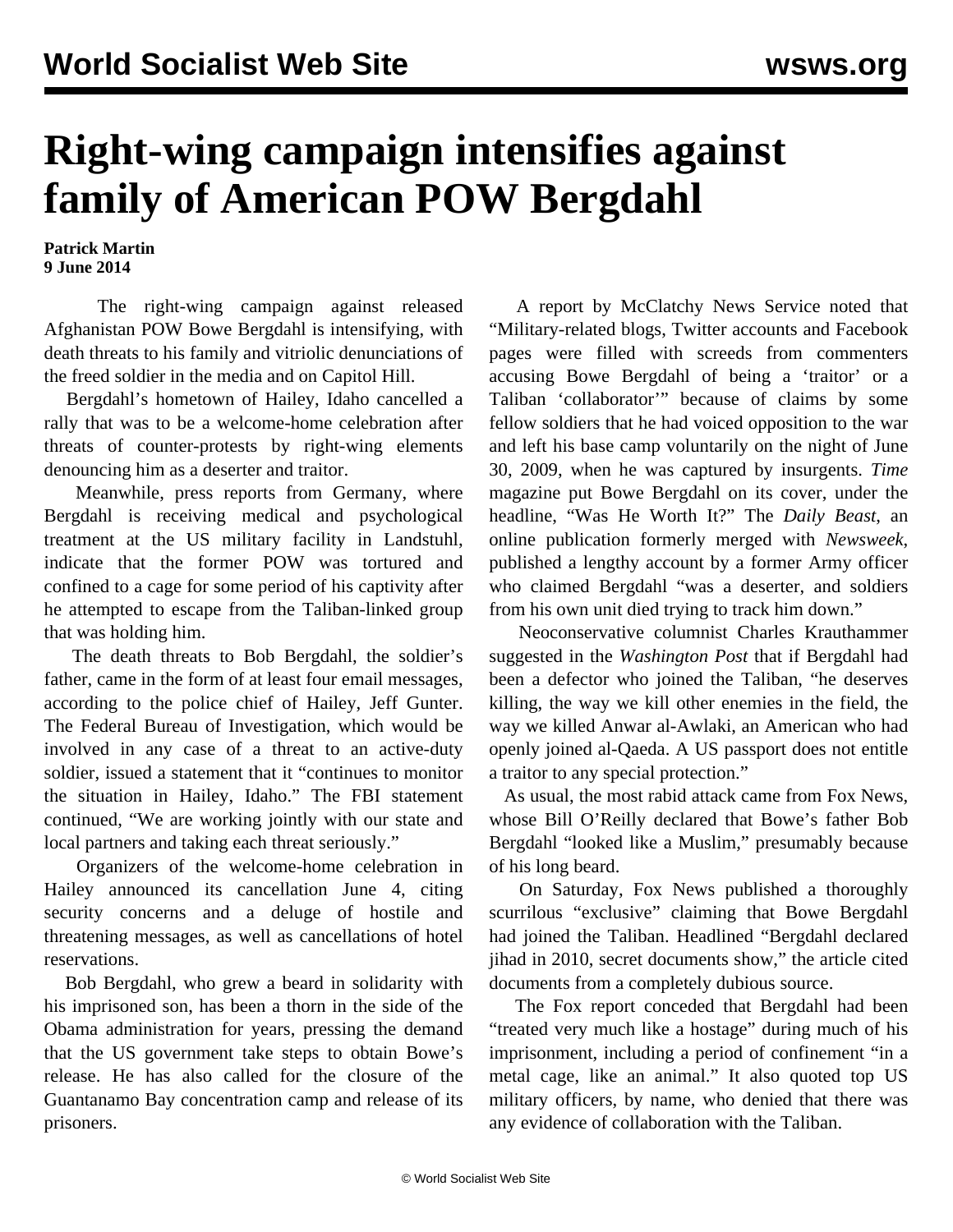# Right-wing campaign intensifies against family of American POW Bergdahl

**Patrick Martin**
**9 June 2014**

The right-wing campaign against released Afghanistan POW Bowe Bergdahl is intensifying, with death threats to his family and vitriolic denunciations of the freed soldier in the media and on Capitol Hill.

Bergdahl's hometown of Hailey, Idaho cancelled a rally that was to be a welcome-home celebration after threats of counter-protests by right-wing elements denouncing him as a deserter and traitor.

Meanwhile, press reports from Germany, where Bergdahl is receiving medical and psychological treatment at the US military facility in Landstuhl, indicate that the former POW was tortured and confined to a cage for some period of his captivity after he attempted to escape from the Taliban-linked group that was holding him.

The death threats to Bob Bergdahl, the soldier's father, came in the form of at least four email messages, according to the police chief of Hailey, Jeff Gunter. The Federal Bureau of Investigation, which would be involved in any case of a threat to an active-duty soldier, issued a statement that it "continues to monitor the situation in Hailey, Idaho." The FBI statement continued, "We are working jointly with our state and local partners and taking each threat seriously."

Organizers of the welcome-home celebration in Hailey announced its cancellation June 4, citing security concerns and a deluge of hostile and threatening messages, as well as cancellations of hotel reservations.

Bob Bergdahl, who grew a beard in solidarity with his imprisoned son, has been a thorn in the side of the Obama administration for years, pressing the demand that the US government take steps to obtain Bowe's release. He has also called for the closure of the Guantanamo Bay concentration camp and release of its prisoners.

A report by McClatchy News Service noted that "Military-related blogs, Twitter accounts and Facebook pages were filled with screeds from commenters accusing Bowe Bergdahl of being a 'traitor' or a Taliban 'collaborator'" because of claims by some fellow soldiers that he had voiced opposition to the war and left his base camp voluntarily on the night of June 30, 2009, when he was captured by insurgents. *Time* magazine put Bowe Bergdahl on its cover, under the headline, "Was He Worth It?" The *Daily Beast*, an online publication formerly merged with *Newsweek*, published a lengthy account by a former Army officer who claimed Bergdahl "was a deserter, and soldiers from his own unit died trying to track him down."

Neoconservative columnist Charles Krauthammer suggested in the *Washington Post* that if Bergdahl had been a defector who joined the Taliban, "he deserves killing, the way we kill other enemies in the field, the way we killed Anwar al-Awlaki, an American who had openly joined al-Qaeda. A US passport does not entitle a traitor to any special protection."

As usual, the most rabid attack came from Fox News, whose Bill O'Reilly declared that Bowe's father Bob Bergdahl "looked like a Muslim," presumably because of his long beard.

On Saturday, Fox News published a thoroughly scurrilous "exclusive" claiming that Bowe Bergdahl had joined the Taliban. Headlined "Bergdahl declared jihad in 2010, secret documents show," the article cited documents from a completely dubious source.

The Fox report conceded that Bergdahl had been "treated very much like a hostage" during much of his imprisonment, including a period of confinement "in a metal cage, like an animal." It also quoted top US military officers, by name, who denied that there was any evidence of collaboration with the Taliban.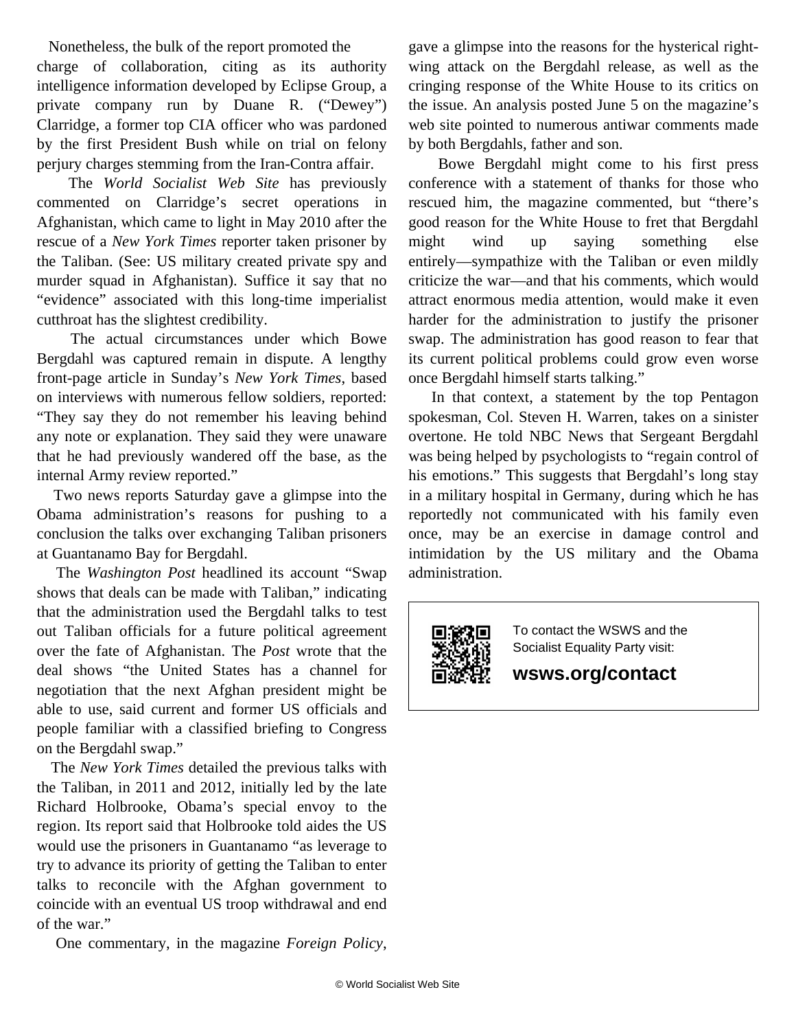Nonetheless, the bulk of the report promoted the charge of collaboration, citing as its authority intelligence information developed by Eclipse Group, a private company run by Duane R. ("Dewey") Clarridge, a former top CIA officer who was pardoned by the first President Bush while on trial on felony perjury charges stemming from the Iran-Contra affair.

The *World Socialist Web Site* has previously commented on Clarridge's secret operations in Afghanistan, which came to light in May 2010 after the rescue of a *New York Times* reporter taken prisoner by the Taliban. (See: US military created private spy and murder squad in Afghanistan). Suffice it say that no "evidence" associated with this long-time imperialist cutthroat has the slightest credibility.

The actual circumstances under which Bowe Bergdahl was captured remain in dispute. A lengthy front-page article in Sunday's *New York Times*, based on interviews with numerous fellow soldiers, reported: "They say they do not remember his leaving behind any note or explanation. They said they were unaware that he had previously wandered off the base, as the internal Army review reported."

Two news reports Saturday gave a glimpse into the Obama administration's reasons for pushing to a conclusion the talks over exchanging Taliban prisoners at Guantanamo Bay for Bergdahl.

The *Washington Post* headlined its account "Swap shows that deals can be made with Taliban," indicating that the administration used the Bergdahl talks to test out Taliban officials for a future political agreement over the fate of Afghanistan. The *Post* wrote that the deal shows "the United States has a channel for negotiation that the next Afghan president might be able to use, said current and former US officials and people familiar with a classified briefing to Congress on the Bergdahl swap."

The *New York Times* detailed the previous talks with the Taliban, in 2011 and 2012, initially led by the late Richard Holbrooke, Obama's special envoy to the region. Its report said that Holbrooke told aides the US would use the prisoners in Guantanamo "as leverage to try to advance its priority of getting the Taliban to enter talks to reconcile with the Afghan government to coincide with an eventual US troop withdrawal and end of the war."

One commentary, in the magazine *Foreign Policy*, gave a glimpse into the reasons for the hysterical right-wing attack on the Bergdahl release, as well as the cringing response of the White House to its critics on the issue. An analysis posted June 5 on the magazine's web site pointed to numerous antiwar comments made by both Bergdahls, father and son.

Bowe Bergdahl might come to his first press conference with a statement of thanks for those who rescued him, the magazine commented, but "there's good reason for the White House to fret that Bergdahl might wind up saying something else entirely—sympathize with the Taliban or even mildly criticize the war—and that his comments, which would attract enormous media attention, would make it even harder for the administration to justify the prisoner swap. The administration has good reason to fear that its current political problems could grow even worse once Bergdahl himself starts talking."

In that context, a statement by the top Pentagon spokesman, Col. Steven H. Warren, takes on a sinister overtone. He told NBC News that Sergeant Bergdahl was being helped by psychologists to "regain control of his emotions." This suggests that Bergdahl's long stay in a military hospital in Germany, during which he has reportedly not communicated with his family even once, may be an exercise in damage control and intimidation by the US military and the Obama administration.

To contact the WSWS and the Socialist Equality Party visit:

**wsws.org/contact**